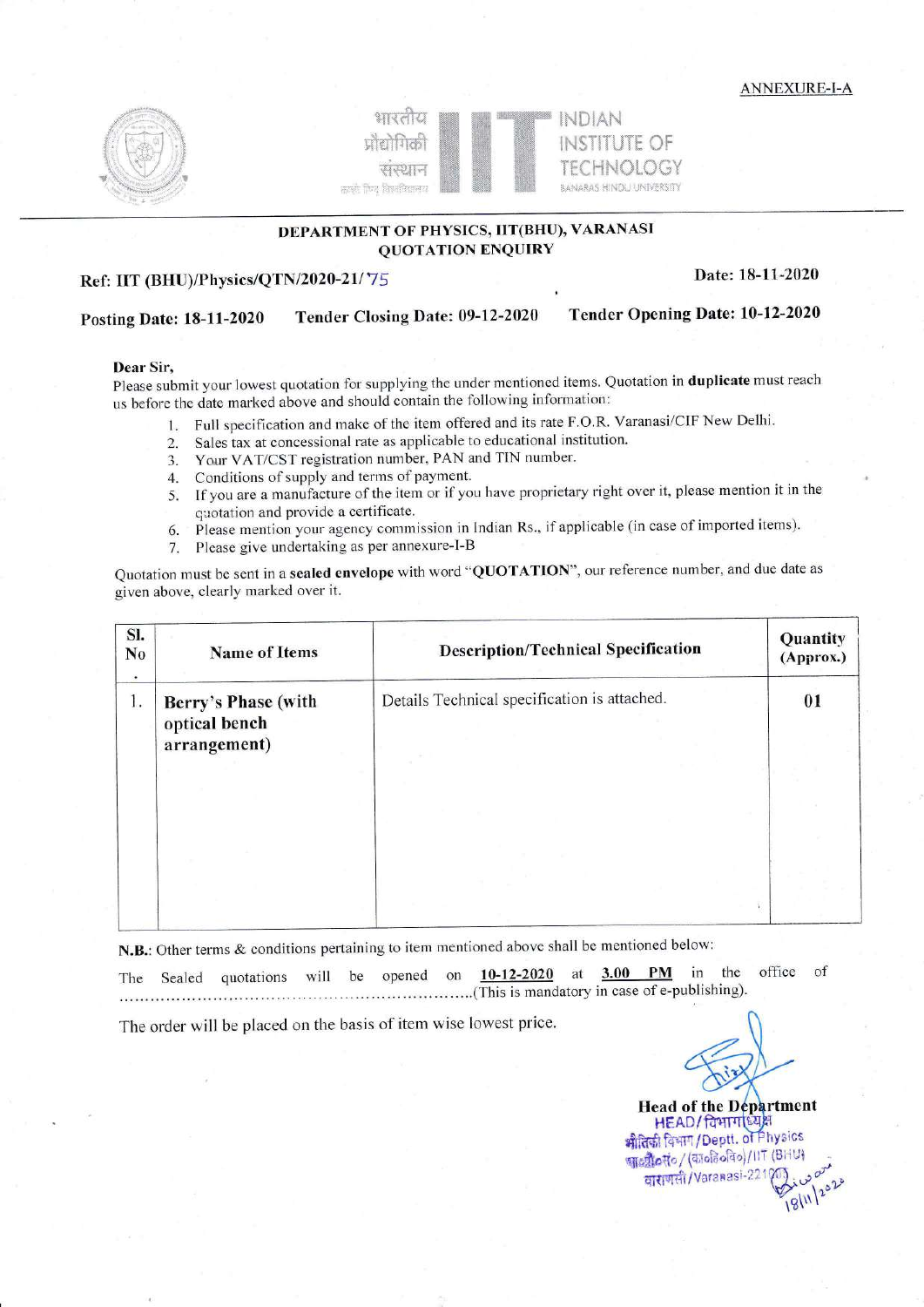ANNEXURE-I-A

भारतीय प्रौद्योगिकी संस्थान
INDIAN INSTITUTE OF TECHNOLOGY
BANARAS HINDU UNIVERSITY

## DEPARTMENT OF PHYSICS, IIT(BHU), VARANASI
## QUOTATION ENQUIRY

**Ref: IIT (BHU)/Physics/QTN/2020-21/75** **Date: 18-11-2020**

**Posting Date: 18-11-2020** **Tender Closing Date: 09-12-2020** **Tender Opening Date: 10-12-2020**

**Dear Sir,**

Please submit your lowest quotation for supplying the under mentioned items. Quotation in **duplicate** must reach us before the date marked above and should contain the following information:

1. Full specification and make of the item offered and its rate F.O.R. Varanasi/CIF New Delhi.
2. Sales tax at concessional rate as applicable to educational institution.
3. Your VAT/CST registration number, PAN and TIN number.
4. Conditions of supply and terms of payment.
5. If you are a manufacture of the item or if you have proprietary right over it, please mention it in the quotation and provide a certificate.
6. Please mention your agency commission in Indian Rs., if applicable (in case of imported items).
7. Please give undertaking as per annexure-I-B

Quotation must be sent in a **sealed envelope** with word "**QUOTATION**", our reference number, and due date as given above, clearly marked over it.

| Sl. No. | Name of Items | Description/Technical Specification | Quantity (Approx.) |
|---|---|---|---|
| 1. | **Berry's Phase (with optical bench arrangement)** | Details Technical specification is attached. | **01** |

**N.B.:** Other terms & conditions pertaining to item mentioned above shall be mentioned below:

The Sealed quotations will be opened on **10-12-2020** at **3.00 PM** in the office of ........................................................................(This is mandatory in case of e-publishing).

The order will be placed on the basis of item wise lowest price.

**Head of the Department**
HEAD/विभागाध्यक्ष
भौतिकी विभाग/Deptt. of Physics
भा॰प्रौ॰सं॰/ (का॰हि॰वि॰)/IIT (BHU)
वाराणसी/Varanasi-221005
18/11/2020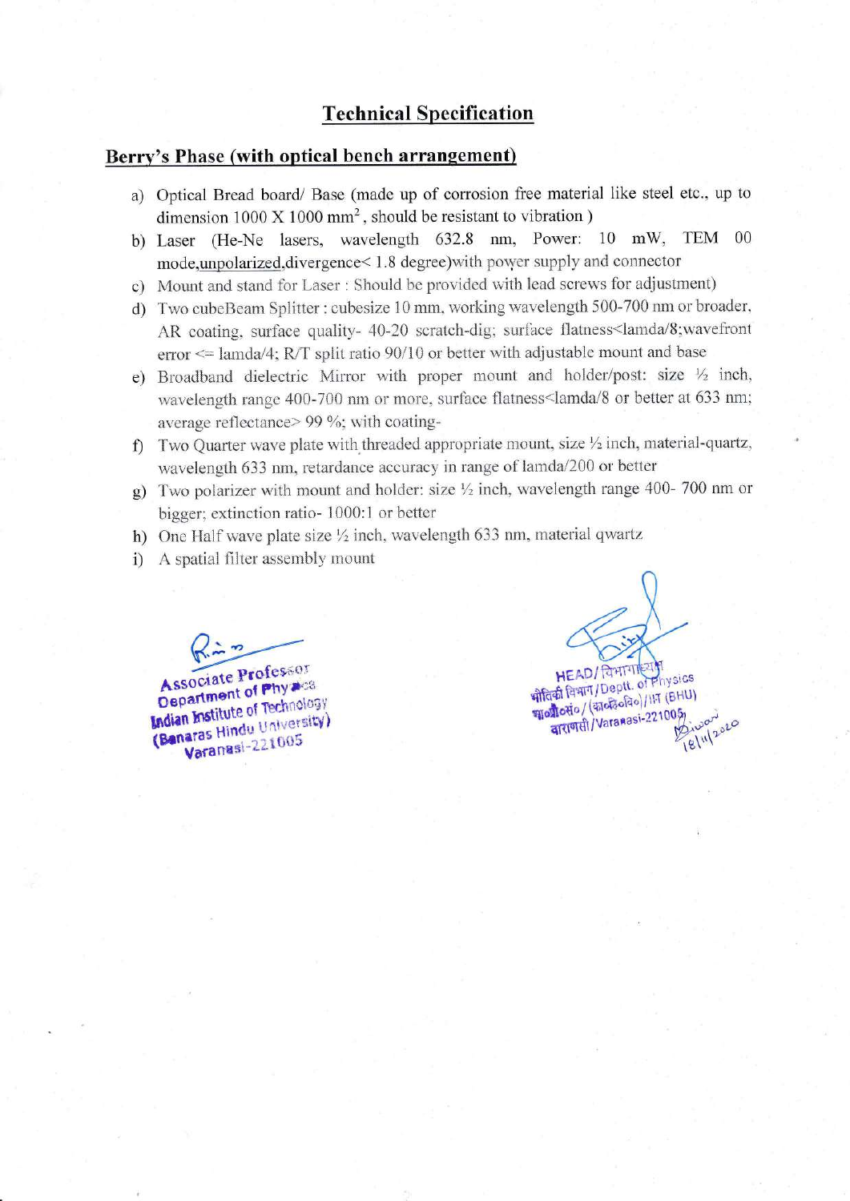## Technical Specification

### Berry's Phase (with optical bench arrangement)

a) Optical Bread board/ Base (made up of corrosion free material like steel etc., up to dimension 1000 X 1000 $mm^2$, should be resistant to vibration )

b) Laser (He-Ne lasers, wavelength 632.8 nm, Power: 10 mW, TEM 00 mode,unpolarized,divergence< 1.8 degree)with power supply and connector

c) Mount and stand for Laser : Should be provided with lead screws for adjustment)

d) Two cubeBeam Splitter : cubesize 10 mm, working wavelength 500-700 nm or broader, AR coating, surface quality- 40-20 scratch-dig; surface flatness<lamda/8;wavefront error <= lamda/4; R/T split ratio 90/10 or better with adjustable mount and base

e) Broadband dielectric Mirror with proper mount and holder/post: size ½ inch, wavelength range 400-700 nm or more, surface flatness<lamda/8 or better at 633 nm; average reflectance> 99 %; with coating-

f) Two Quarter wave plate with threaded appropriate mount, size ½ inch, material-quartz, wavelength 633 nm, retardance accuracy in range of lamda/200 or better

g) Two polarizer with mount and holder: size ½ inch, wavelength range 400- 700 nm or bigger; extinction ratio- 1000:1 or better

h) One Half wave plate size ½ inch, wavelength 633 nm, material qwartz

i) A spatial filter assembly mount

Associate Professor
Department of Physics
Indian Institute of Technology
(Banaras Hindu University)
Varanasi-221005

HEAD/ विभागाध्यक्ष
भौतिकी विभाग/Deptt. of Physics
भा०प्रौ०सं०/ (का०हि०वि०)/IIT (BHU)
वाराणसी/Varanasi-221005
18/11/2020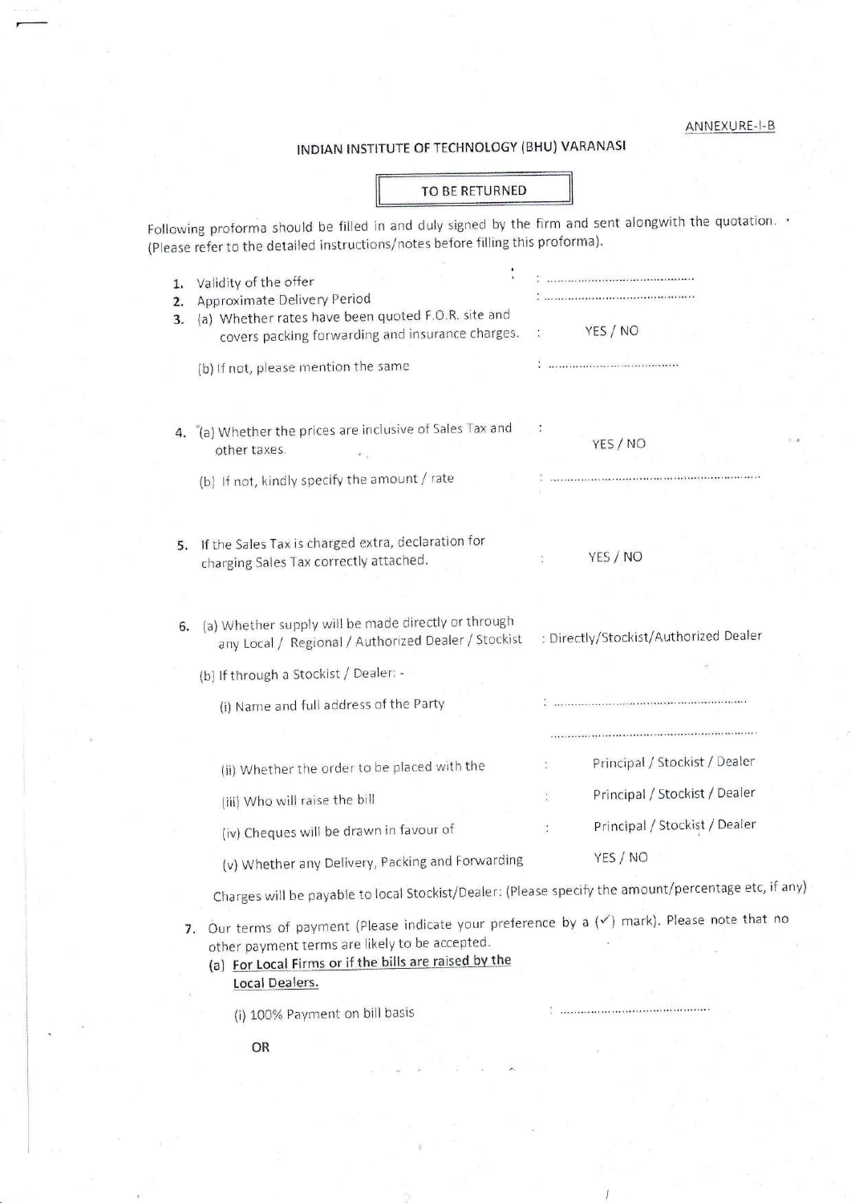ANNEXURE-I-B

## INDIAN INSTITUTE OF TECHNOLOGY (BHU) VARANASI

**TO BE RETURNED**

Following proforma should be filled in and duly signed by the firm and sent alongwith the quotation. (Please refer to the detailed instructions/notes before filling this proforma).

1. Validity of the offer : ......................................
2. Approximate Delivery Period : ......................................
3. (a) Whether rates have been quoted F.O.R. site and covers packing forwarding and insurance charges. : YES / NO

   (b) If not, please mention the same : ......................................

4. (a) Whether the prices are inclusive of Sales Tax and other taxes. : YES / NO

   (b) If not, kindly specify the amount / rate : ......................................

5. If the Sales Tax is charged extra, declaration for charging Sales Tax correctly attached. : YES / NO

6. (a) Whether supply will be made directly or through any Local / Regional / Authorized Dealer / Stockist : Directly/Stockist/Authorized Dealer

   (b) If through a Stockist / Dealer: -

   (i) Name and full address of the Party : ......................................

   ......................................

   (ii) Whether the order to be placed with the : Principal / Stockist / Dealer

   (iii) Who will raise the bill : Principal / Stockist / Dealer

   (iv) Cheques will be drawn in favour of : Principal / Stockist / Dealer

   (v) Whether any Delivery, Packing and Forwarding Charges will be payable to local Stockist/Dealer: (Please specify the amount/percentage etc, if any) YES / NO

7. Our terms of payment (Please indicate your preference by a (✓) mark). Please note that no other payment terms are likely to be accepted.

   (a) **For Local Firms or if the bills are raised by the Local Dealers.**

   (i) 100% Payment on bill basis : ......................................

   OR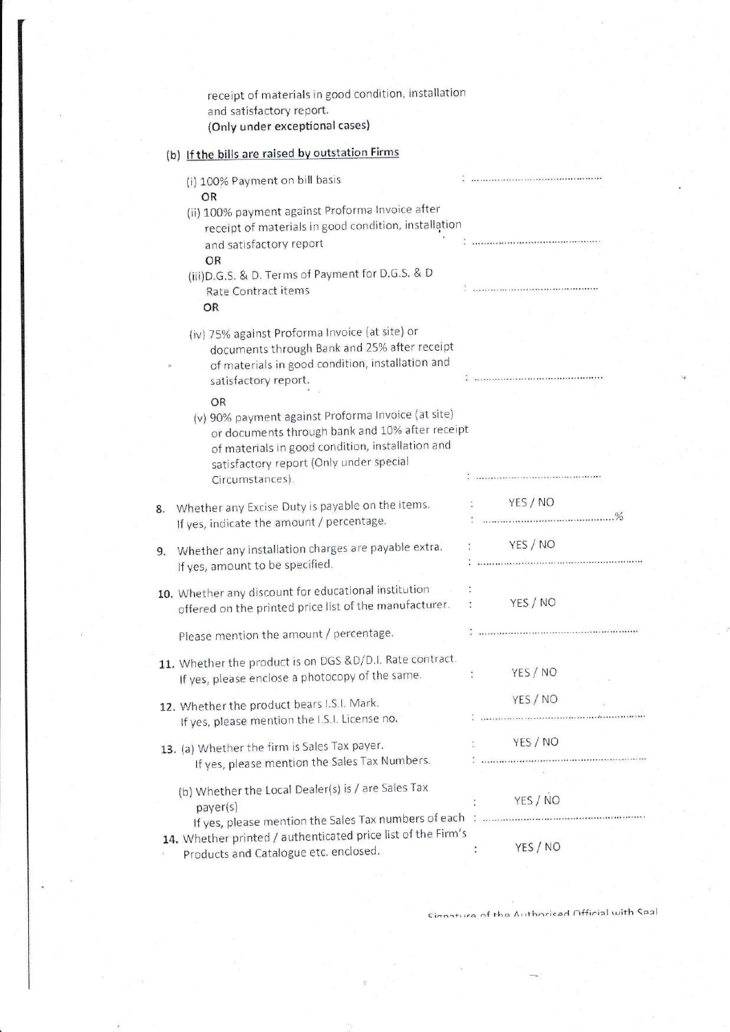receipt of materials in good condition, installation and satisfactory report.
**(Only under exceptional cases)**

(b) <u>If the bills are raised by outstation Firms</u>

(i) 100% Payment on bill basis : ..............................................

OR

(ii) 100% payment against Proforma Invoice after receipt of materials in good condition, installation and satisfactory report : ..............................................

OR

(iii) D.G.S. & D. Terms of Payment for D.G.S. & D Rate Contract items : ..............................................

OR

(iv) 75% against Proforma Invoice (at site) or documents through Bank and 25% after receipt of materials in good condition, installation and satisfactory report. : ..............................................

OR

(v) 90% payment against Proforma Invoice (at site) or documents through bank and 10% after receipt of materials in good condition, installation and satisfactory report (Only under special Circumstances). : ..............................................

8. Whether any Excise Duty is payable on the items. : YES / NO
   If yes, indicate the amount / percentage. : ..............................................%

9. Whether any installation charges are payable extra. : YES / NO
   If yes, amount to be specified. : ..............................................

10. Whether any discount for educational institution offered on the printed price list of the manufacturer. : YES / NO
    Please mention the amount / percentage. : ..............................................

11. Whether the product is on DGS &D/D.I. Rate contract. If yes, please enclose a photocopy of the same. : YES / NO

12. Whether the product bears I.S.I. Mark. YES / NO
    If yes, please mention the I.S.I. License no. : ..............................................

13. (a) Whether the firm is Sales Tax payer. : YES / NO
    If yes, please mention the Sales Tax Numbers. : ..............................................

    (b) Whether the Local Dealer(s) is / are Sales Tax payer(s) : YES / NO
    If yes, please mention the Sales Tax numbers of each : ..............................................

14. Whether printed / authenticated price list of the Firm's Products and Catalogue etc. enclosed. : YES / NO

Signature of the Authorised Official with Seal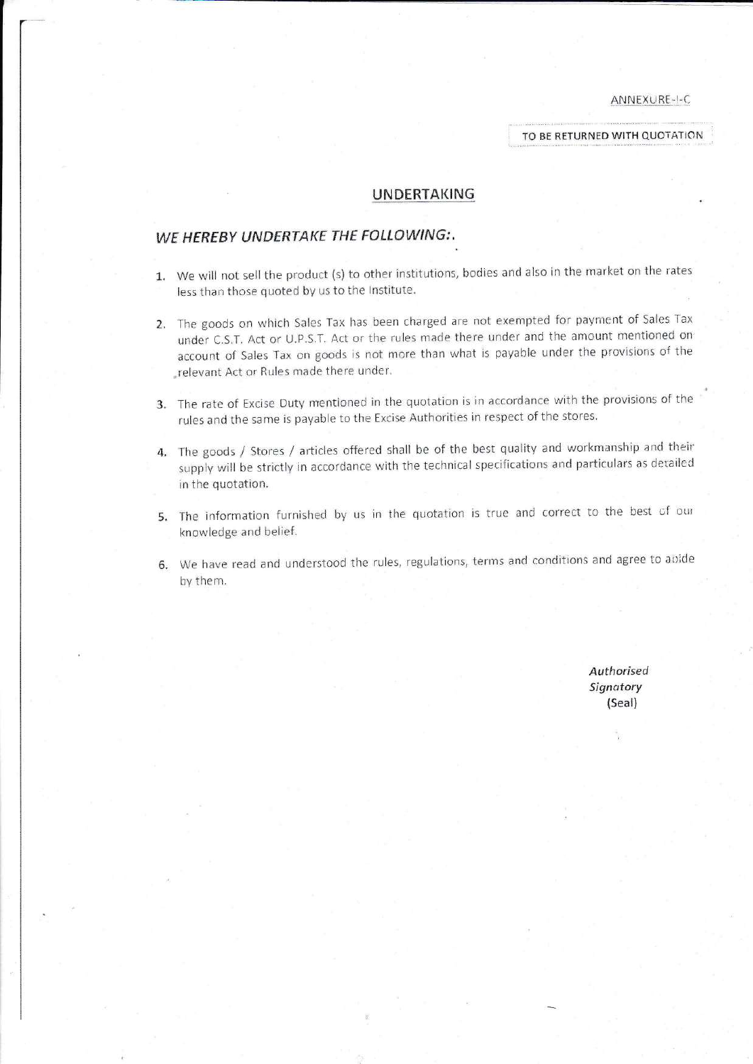ANNEXURE-I-C

TO BE RETURNED WITH QUOTATION

## UNDERTAKING

### *WE HEREBY UNDERTAKE THE FOLLOWING:.*

1. We will not sell the product (s) to other institutions, bodies and also in the market on the rates less than those quoted by us to the Institute.

2. The goods on which Sales Tax has been charged are not exempted for payment of Sales Tax under C.S.T. Act or U.P.S.T. Act or the rules made there under and the amount mentioned on account of Sales Tax on goods is not more than what is payable under the provisions of the relevant Act or Rules made there under.

3. The rate of Excise Duty mentioned in the quotation is in accordance with the provisions of the rules and the same is payable to the Excise Authorities in respect of the stores.

4. The goods / Stores / articles offered shall be of the best quality and workmanship and their supply will be strictly in accordance with the technical specifications and particulars as detailed in the quotation.

5. The information furnished by us in the quotation is true and correct to the best of our knowledge and belief.

6. We have read and understood the rules, regulations, terms and conditions and agree to abide by them.

*Authorised Signatory*
(Seal)